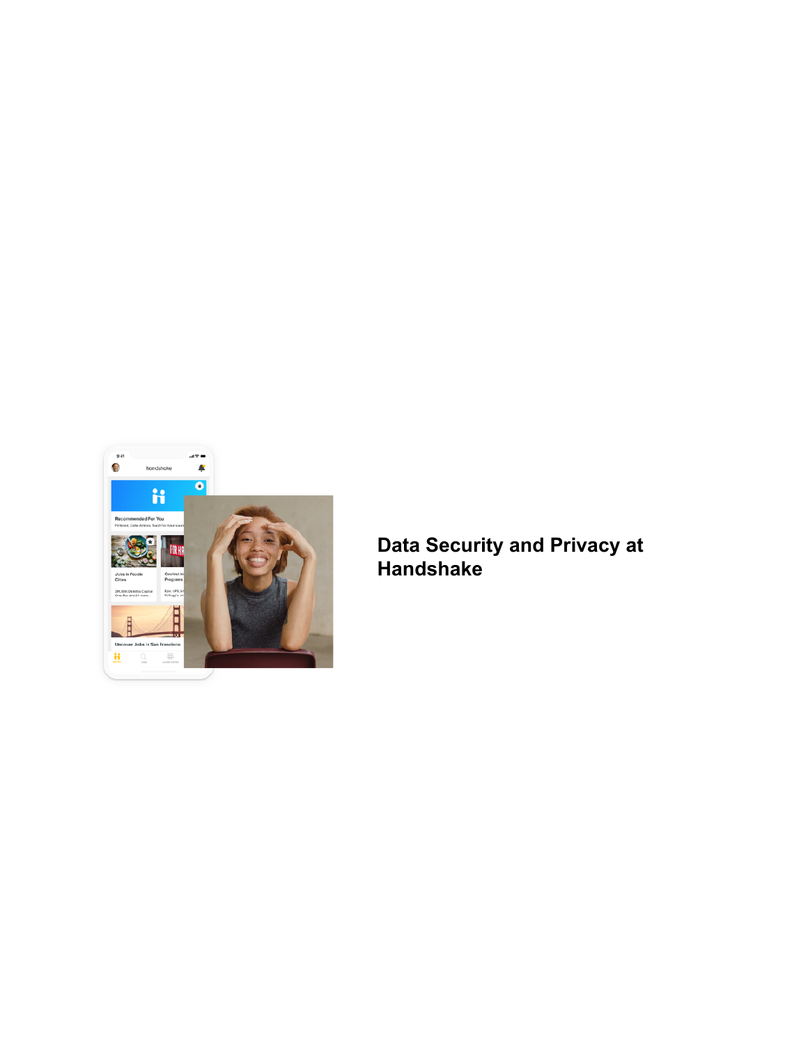# Data Security and Privacy at Handshake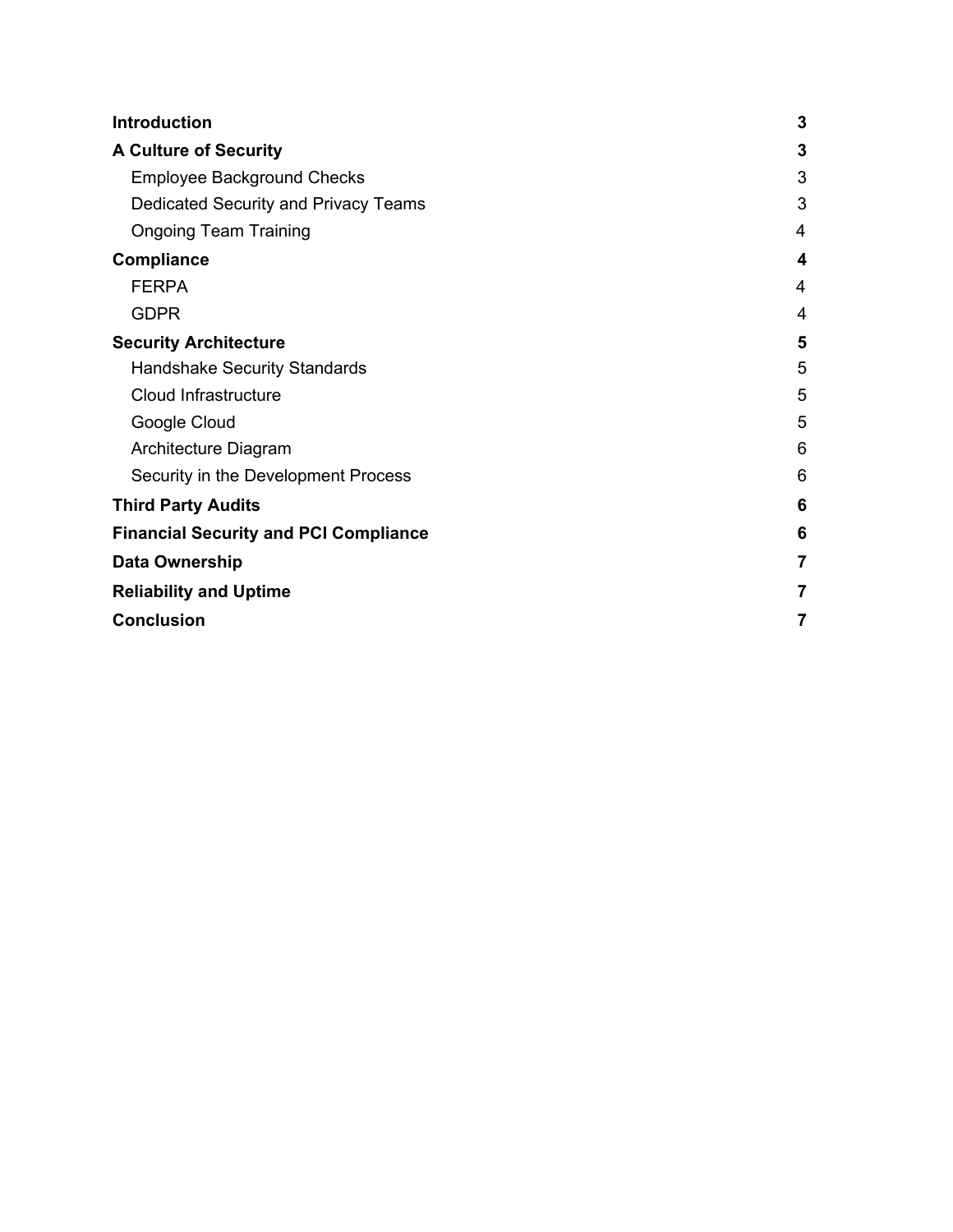| | |
|---|---|
| **Introduction** | **3** |
| **A Culture of Security** | **3** |
| Employee Background Checks | 3 |
| Dedicated Security and Privacy Teams | 3 |
| Ongoing Team Training | 4 |
| **Compliance** | **4** |
| FERPA | 4 |
| GDPR | 4 |
| **Security Architecture** | **5** |
| Handshake Security Standards | 5 |
| Cloud Infrastructure | 5 |
| Google Cloud | 5 |
| Architecture Diagram | 6 |
| Security in the Development Process | 6 |
| **Third Party Audits** | **6** |
| **Financial Security and PCI Compliance** | **6** |
| **Data Ownership** | **7** |
| **Reliability and Uptime** | **7** |
| **Conclusion** | **7** |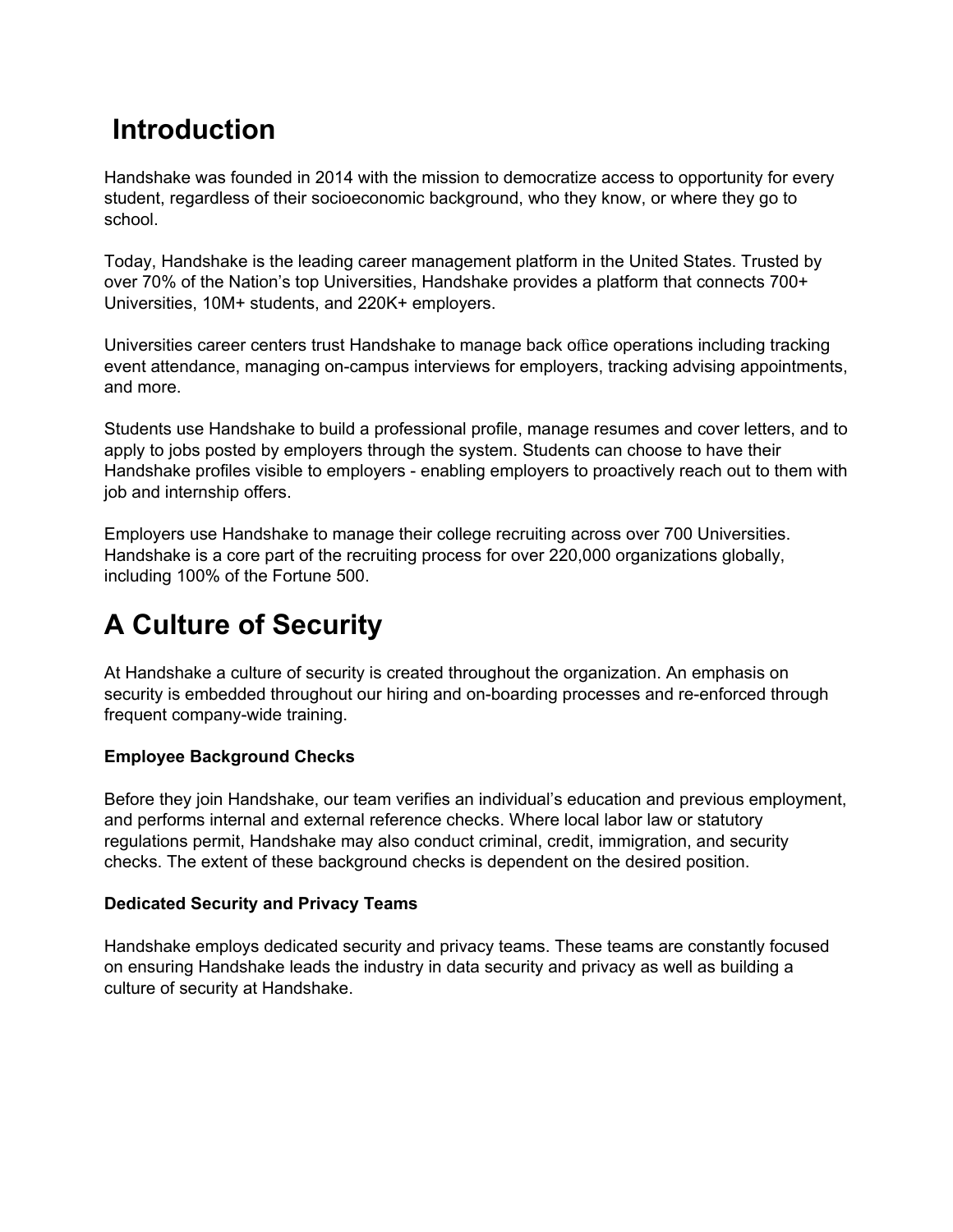# Introduction

Handshake was founded in 2014 with the mission to democratize access to opportunity for every student, regardless of their socioeconomic background, who they know, or where they go to school.

Today, Handshake is the leading career management platform in the United States. Trusted by over 70% of the Nation's top Universities, Handshake provides a platform that connects 700+ Universities, 10M+ students, and 220K+ employers.

Universities career centers trust Handshake to manage back office operations including tracking event attendance, managing on-campus interviews for employers, tracking advising appointments, and more.

Students use Handshake to build a professional profile, manage resumes and cover letters, and to apply to jobs posted by employers through the system. Students can choose to have their Handshake profiles visible to employers - enabling employers to proactively reach out to them with job and internship offers.

Employers use Handshake to manage their college recruiting across over 700 Universities. Handshake is a core part of the recruiting process for over 220,000 organizations globally, including 100% of the Fortune 500.

# A Culture of Security

At Handshake a culture of security is created throughout the organization. An emphasis on security is embedded throughout our hiring and on-boarding processes and re-enforced through frequent company-wide training.

**Employee Background Checks**

Before they join Handshake, our team verifies an individual's education and previous employment, and performs internal and external reference checks. Where local labor law or statutory regulations permit, Handshake may also conduct criminal, credit, immigration, and security checks. The extent of these background checks is dependent on the desired position.

**Dedicated Security and Privacy Teams**

Handshake employs dedicated security and privacy teams. These teams are constantly focused on ensuring Handshake leads the industry in data security and privacy as well as building a culture of security at Handshake.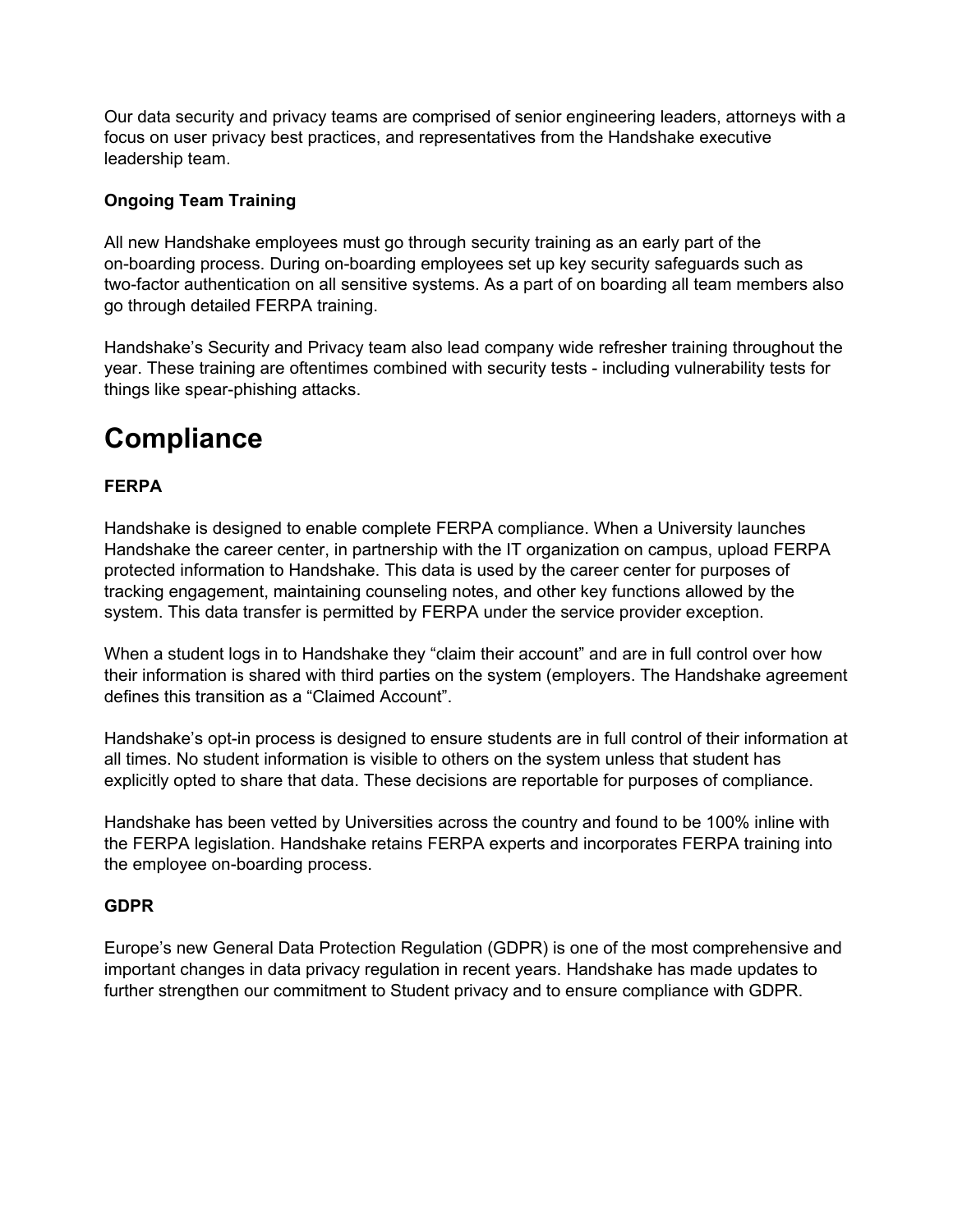Our data security and privacy teams are comprised of senior engineering leaders, attorneys with a focus on user privacy best practices, and representatives from the Handshake executive leadership team.

**Ongoing Team Training**

All new Handshake employees must go through security training as an early part of the on-boarding process. During on-boarding employees set up key security safeguards such as two-factor authentication on all sensitive systems. As a part of on boarding all team members also go through detailed FERPA training.

Handshake's Security and Privacy team also lead company wide refresher training throughout the year. These training are oftentimes combined with security tests - including vulnerability tests for things like spear-phishing attacks.

# Compliance

**FERPA**

Handshake is designed to enable complete FERPA compliance. When a University launches Handshake the career center, in partnership with the IT organization on campus, upload FERPA protected information to Handshake. This data is used by the career center for purposes of tracking engagement, maintaining counseling notes, and other key functions allowed by the system. This data transfer is permitted by FERPA under the service provider exception.

When a student logs in to Handshake they "claim their account" and are in full control over how their information is shared with third parties on the system (employers. The Handshake agreement defines this transition as a "Claimed Account".

Handshake's opt-in process is designed to ensure students are in full control of their information at all times. No student information is visible to others on the system unless that student has explicitly opted to share that data. These decisions are reportable for purposes of compliance.

Handshake has been vetted by Universities across the country and found to be 100% inline with the FERPA legislation. Handshake retains FERPA experts and incorporates FERPA training into the employee on-boarding process.

**GDPR**

Europe's new General Data Protection Regulation (GDPR) is one of the most comprehensive and important changes in data privacy regulation in recent years. Handshake has made updates to further strengthen our commitment to Student privacy and to ensure compliance with GDPR.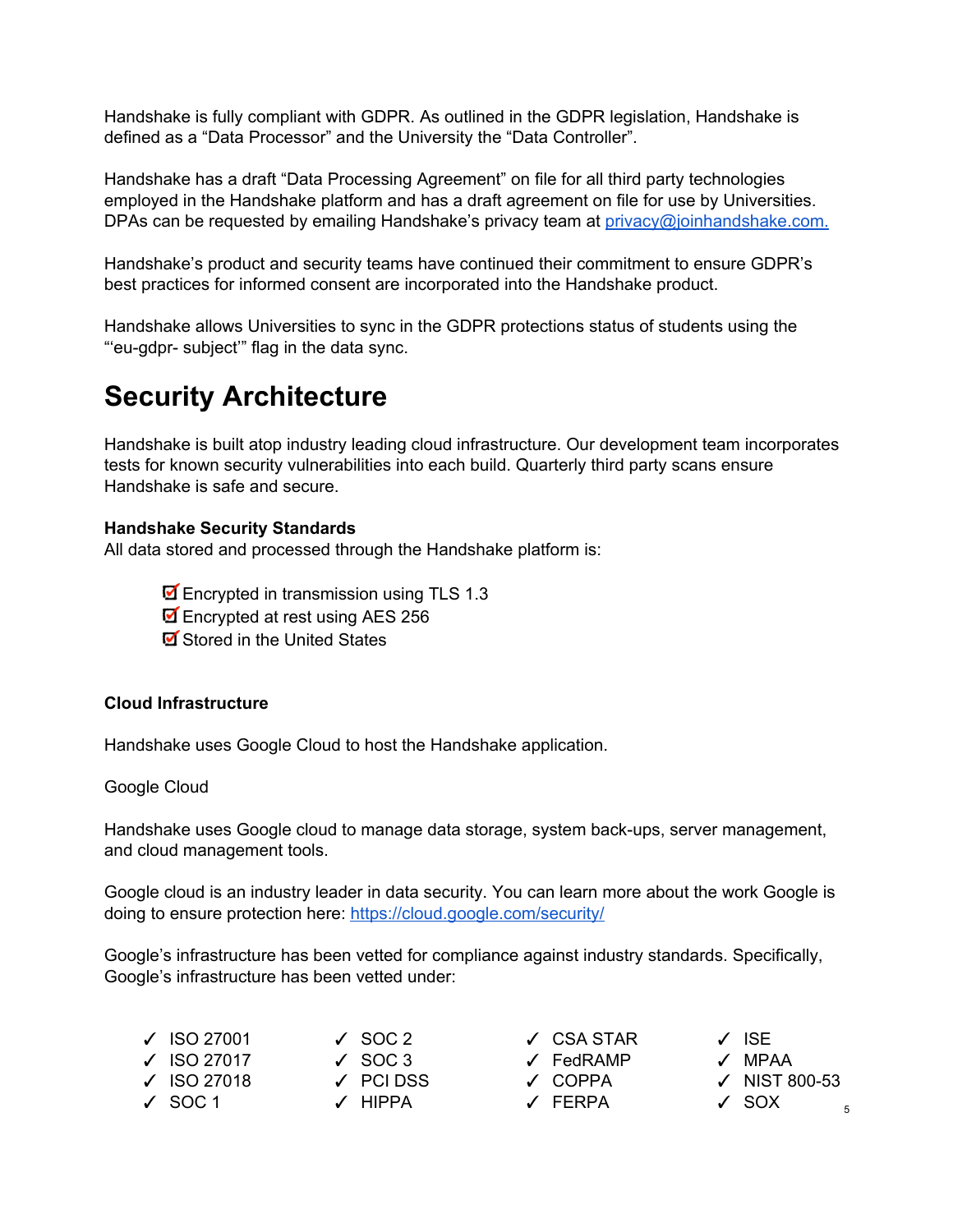Handshake is fully compliant with GDPR. As outlined in the GDPR legislation, Handshake is defined as a "Data Processor" and the University the "Data Controller".

Handshake has a draft "Data Processing Agreement" on file for all third party technologies employed in the Handshake platform and has a draft agreement on file for use by Universities. DPAs can be requested by emailing Handshake's privacy team at privacy@joinhandshake.com.

Handshake's product and security teams have continued their commitment to ensure GDPR's best practices for informed consent are incorporated into the Handshake product.

Handshake allows Universities to sync in the GDPR protections status of students using the "'eu-gdpr- subject'" flag in the data sync.

# Security Architecture

Handshake is built atop industry leading cloud infrastructure. Our development team incorporates tests for known security vulnerabilities into each build. Quarterly third party scans ensure Handshake is safe and secure.

**Handshake Security Standards**
All data stored and processed through the Handshake platform is:

- ☑ Encrypted in transmission using TLS 1.3
- ☑ Encrypted at rest using AES 256
- ☑ Stored in the United States

**Cloud Infrastructure**

Handshake uses Google Cloud to host the Handshake application.

Google Cloud

Handshake uses Google cloud to manage data storage, system back-ups, server management, and cloud management tools.

Google cloud is an industry leader in data security. You can learn more about the work Google is doing to ensure protection here: https://cloud.google.com/security/

Google's infrastructure has been vetted for compliance against industry standards. Specifically, Google's infrastructure has been vetted under:

- ✓ ISO 27001
- ✓ ISO 27017
- ✓ ISO 27018
- ✓ SOC 1
- ✓ SOC 2
- ✓ SOC 3
- ✓ PCI DSS
- ✓ HIPPA
- ✓ CSA STAR
- ✓ FedRAMP
- ✓ COPPA
- ✓ FERPA
- ✓ ISE
- ✓ MPAA
- ✓ NIST 800-53
- ✓ SOX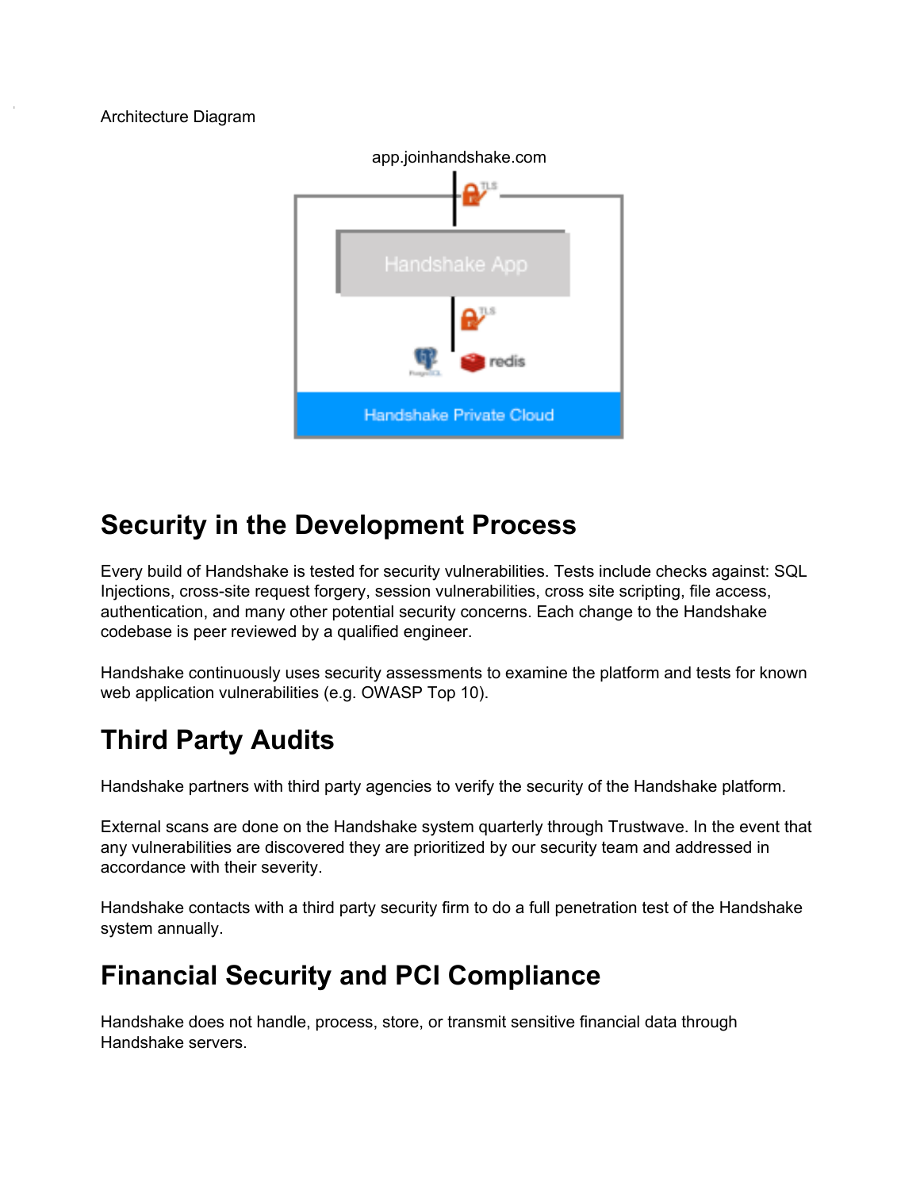Architecture Diagram

app.joinhandshake.com

Handshake App

Handshake Private Cloud

## Security in the Development Process

Every build of Handshake is tested for security vulnerabilities. Tests include checks against: SQL Injections, cross-site request forgery, session vulnerabilities, cross site scripting, file access, authentication, and many other potential security concerns. Each change to the Handshake codebase is peer reviewed by a qualified engineer.

Handshake continuously uses security assessments to examine the platform and tests for known web application vulnerabilities (e.g. OWASP Top 10).

## Third Party Audits

Handshake partners with third party agencies to verify the security of the Handshake platform.

External scans are done on the Handshake system quarterly through Trustwave. In the event that any vulnerabilities are discovered they are prioritized by our security team and addressed in accordance with their severity.

Handshake contacts with a third party security firm to do a full penetration test of the Handshake system annually.

## Financial Security and PCI Compliance

Handshake does not handle, process, store, or transmit sensitive financial data through Handshake servers.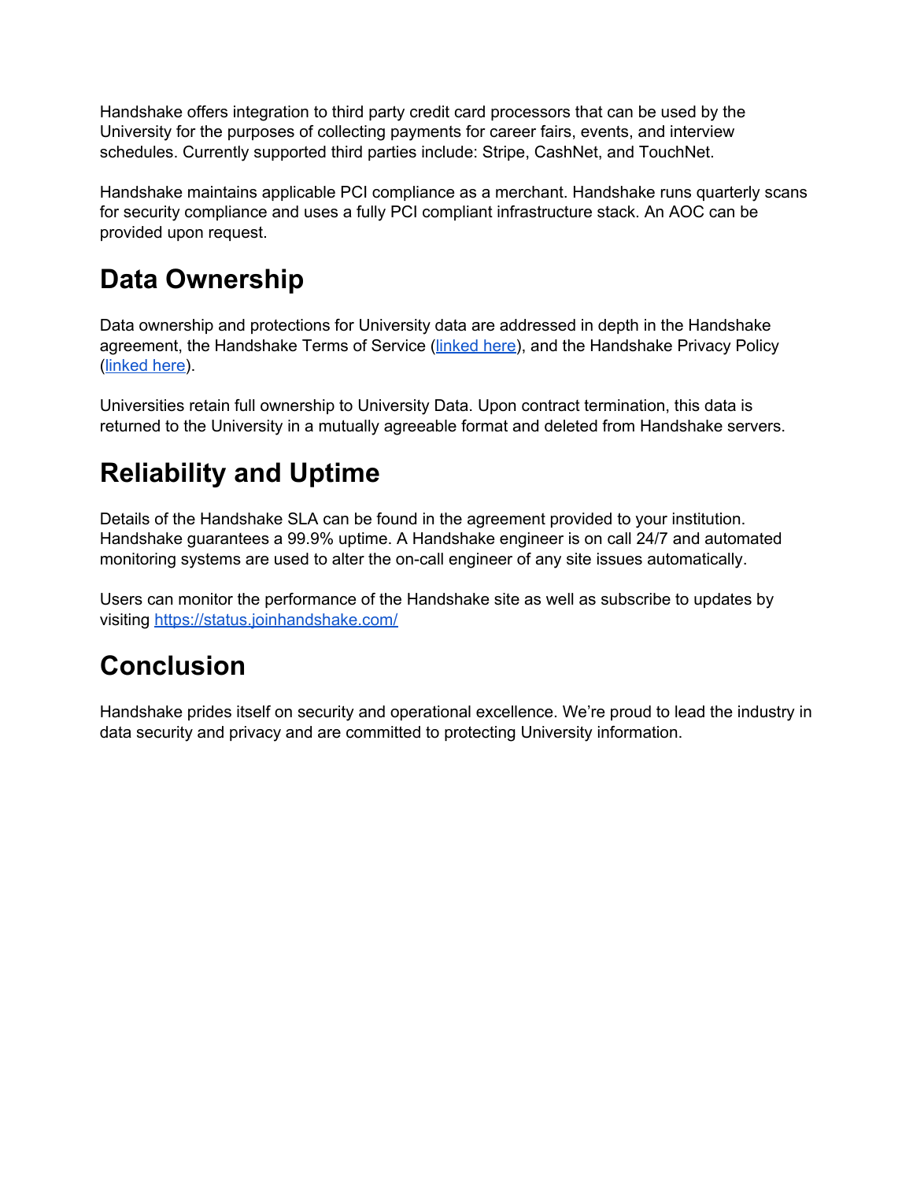Handshake offers integration to third party credit card processors that can be used by the University for the purposes of collecting payments for career fairs, events, and interview schedules. Currently supported third parties include: Stripe, CashNet, and TouchNet.

Handshake maintains applicable PCI compliance as a merchant. Handshake runs quarterly scans for security compliance and uses a fully PCI compliant infrastructure stack. An AOC can be provided upon request.

# Data Ownership

Data ownership and protections for University data are addressed in depth in the Handshake agreement, the Handshake Terms of Service (linked here), and the Handshake Privacy Policy (linked here).

Universities retain full ownership to University Data. Upon contract termination, this data is returned to the University in a mutually agreeable format and deleted from Handshake servers.

# Reliability and Uptime

Details of the Handshake SLA can be found in the agreement provided to your institution. Handshake guarantees a 99.9% uptime. A Handshake engineer is on call 24/7 and automated monitoring systems are used to alter the on-call engineer of any site issues automatically.

Users can monitor the performance of the Handshake site as well as subscribe to updates by visiting https://status.joinhandshake.com/

# Conclusion

Handshake prides itself on security and operational excellence. We're proud to lead the industry in data security and privacy and are committed to protecting University information.